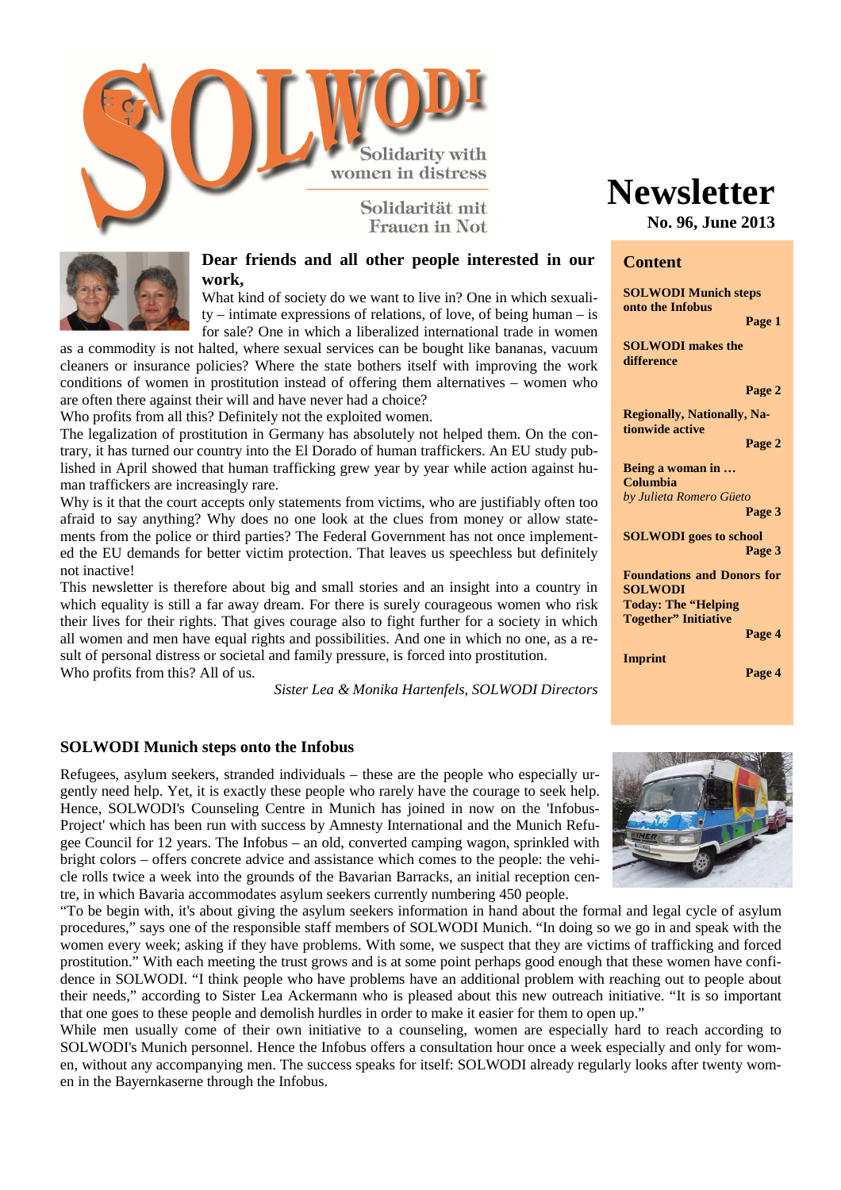# SOLWODI

Solidarity with women in distress

Solidarität mit Frauen in Not

# Newsletter

**No. 96, June 2013**

## Content

**SOLWODI Munich steps onto the Infobus** — **Page 1**

**SOLWODI makes the difference** — **Page 2**

**Regionally, Nationally, Nationwide active** — **Page 2**

**Being a woman in … Columbia** *by Julieta Romero Güeto* — **Page 3**

**SOLWODI goes to school** — **Page 3**

**Foundations and Donors for SOLWODI Today: The "Helping Together" Initiative** — **Page 4**

**Imprint** — **Page 4**

## Dear friends and all other people interested in our work,

What kind of society do we want to live in? One in which sexuality – intimate expressions of relations, of love, of being human – is for sale? One in which a liberalized international trade in women as a commodity is not halted, where sexual services can be bought like bananas, vacuum cleaners or insurance policies? Where the state bothers itself with improving the work conditions of women in prostitution instead of offering them alternatives – women who are often there against their will and have never had a choice?

Who profits from all this? Definitely not the exploited women.

The legalization of prostitution in Germany has absolutely not helped them. On the contrary, it has turned our country into the El Dorado of human traffickers. An EU study published in April showed that human trafficking grew year by year while action against human traffickers are increasingly rare.

Why is it that the court accepts only statements from victims, who are justifiably often too afraid to say anything? Why does no one look at the clues from money or allow statements from the police or third parties? The Federal Government has not once implemented the EU demands for better victim protection. That leaves us speechless but definitely not inactive!

This newsletter is therefore about big and small stories and an insight into a country in which equality is still a far away dream. For there is surely courageous women who risk their lives for their rights. That gives courage also to fight further for a society in which all women and men have equal rights and possibilities. And one in which no one, as a result of personal distress or societal and family pressure, is forced into prostitution.

Who profits from this? All of us.

*Sister Lea & Monika Hartenfels, SOLWODI Directors*

## SOLWODI Munich steps onto the Infobus

Refugees, asylum seekers, stranded individuals – these are the people who especially urgently need help. Yet, it is exactly these people who rarely have the courage to seek help. Hence, SOLWODI's Counseling Centre in Munich has joined in now on the 'Infobus-Project' which has been run with success by Amnesty International and the Munich Refugee Council for 12 years. The Infobus – an old, converted camping wagon, sprinkled with bright colors – offers concrete advice and assistance which comes to the people: the vehicle rolls twice a week into the grounds of the Bavarian Barracks, an initial reception centre, in which Bavaria accommodates asylum seekers currently numbering 450 people.

"To be begin with, it's about giving the asylum seekers information in hand about the formal and legal cycle of asylum procedures," says one of the responsible staff members of SOLWODI Munich. "In doing so we go in and speak with the women every week; asking if they have problems. With some, we suspect that they are victims of trafficking and forced prostitution." With each meeting the trust grows and is at some point perhaps good enough that these women have confidence in SOLWODI. "I think people who have problems have an additional problem with reaching out to people about their needs," according to Sister Lea Ackermann who is pleased about this new outreach initiative. "It is so important that one goes to these people and demolish hurdles in order to make it easier for them to open up."

While men usually come of their own initiative to a counseling, women are especially hard to reach according to SOLWODI's Munich personnel. Hence the Infobus offers a consultation hour once a week especially and only for women, without any accompanying men. The success speaks for itself: SOLWODI already regularly looks after twenty women in the Bayernkaserne through the Infobus.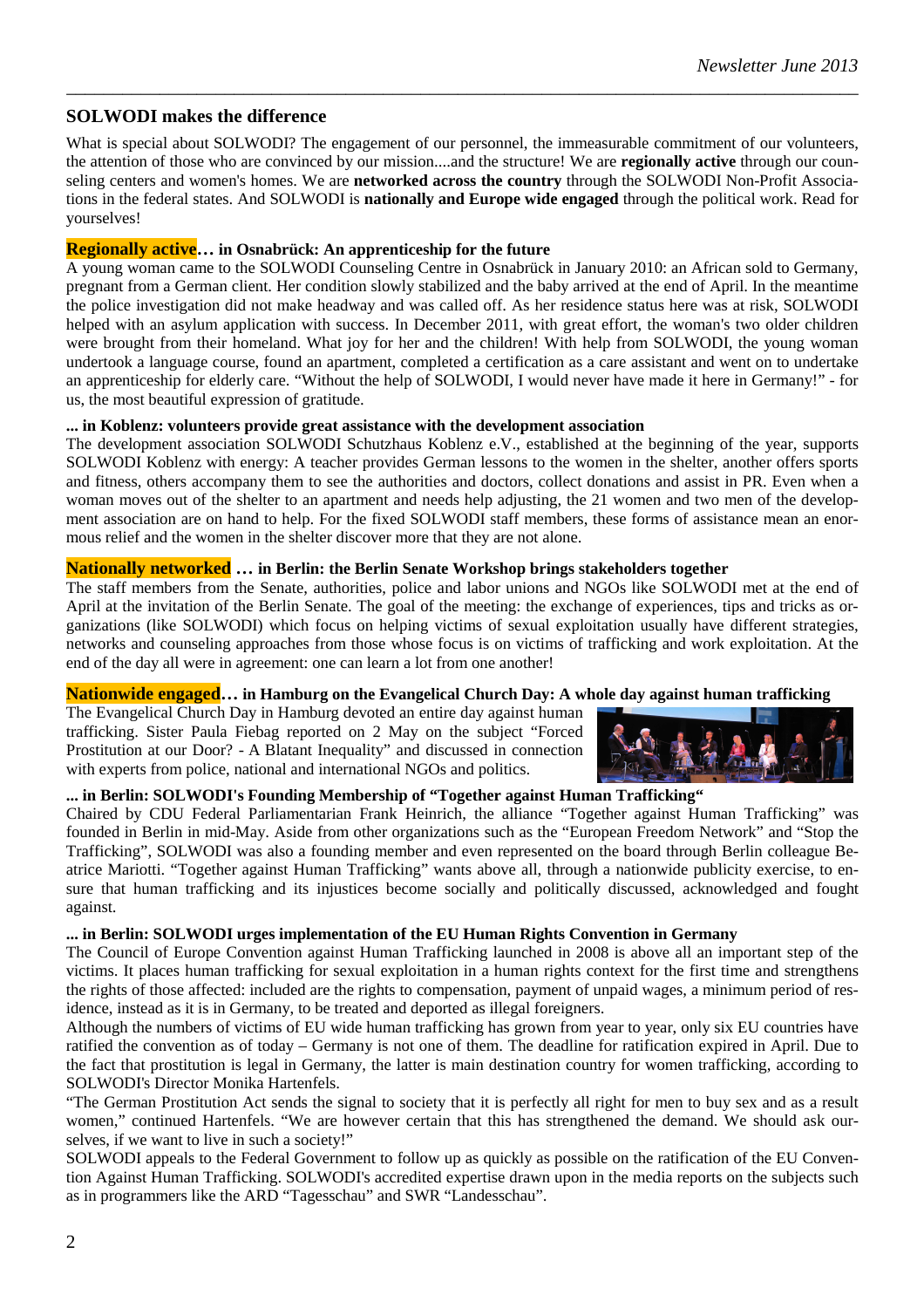## SOLWODI makes the difference

What is special about SOLWODI? The engagement of our personnel, the immeasurable commitment of our volunteers, the attention of those who are convinced by our mission....and the structure! We are **regionally active** through our counseling centers and women's homes. We are **networked across the country** through the SOLWODI Non-Profit Associations in the federal states. And SOLWODI is **nationally and Europe wide engaged** through the political work. Read for yourselves!

### Regionally active… in Osnabrück: An apprenticeship for the future

A young woman came to the SOLWODI Counseling Centre in Osnabrück in January 2010: an African sold to Germany, pregnant from a German client. Her condition slowly stabilized and the baby arrived at the end of April. In the meantime the police investigation did not make headway and was called off. As her residence status here was at risk, SOLWODI helped with an asylum application with success. In December 2011, with great effort, the woman's two older children were brought from their homeland. What joy for her and the children! With help from SOLWODI, the young woman undertook a language course, found an apartment, completed a certification as a care assistant and went on to undertake an apprenticeship for elderly care. "Without the help of SOLWODI, I would never have made it here in Germany!" - for us, the most beautiful expression of gratitude.

**... in Koblenz: volunteers provide great assistance with the development association**

The development association SOLWODI Schutzhaus Koblenz e.V., established at the beginning of the year, supports SOLWODI Koblenz with energy: A teacher provides German lessons to the women in the shelter, another offers sports and fitness, others accompany them to see the authorities and doctors, collect donations and assist in PR. Even when a woman moves out of the shelter to an apartment and needs help adjusting, the 21 women and two men of the development association are on hand to help. For the fixed SOLWODI staff members, these forms of assistance mean an enormous relief and the women in the shelter discover more that they are not alone.

### Nationally networked … in Berlin: the Berlin Senate Workshop brings stakeholders together

The staff members from the Senate, authorities, police and labor unions and NGOs like SOLWODI met at the end of April at the invitation of the Berlin Senate. The goal of the meeting: the exchange of experiences, tips and tricks as organizations (like SOLWODI) which focus on helping victims of sexual exploitation usually have different strategies, networks and counseling approaches from those whose focus is on victims of trafficking and work exploitation. At the end of the day all were in agreement: one can learn a lot from one another!

### Nationwide engaged… in Hamburg on the Evangelical Church Day: A whole day against human trafficking

The Evangelical Church Day in Hamburg devoted an entire day against human trafficking. Sister Paula Fiebag reported on 2 May on the subject "Forced Prostitution at our Door? - A Blatant Inequality" and discussed in connection with experts from police, national and international NGOs and politics.

**... in Berlin: SOLWODI's Founding Membership of "Together against Human Trafficking"**

Chaired by CDU Federal Parliamentarian Frank Heinrich, the alliance "Together against Human Trafficking" was founded in Berlin in mid-May. Aside from other organizations such as the "European Freedom Network" and "Stop the Trafficking", SOLWODI was also a founding member and even represented on the board through Berlin colleague Beatrice Mariotti. "Together against Human Trafficking" wants above all, through a nationwide publicity exercise, to ensure that human trafficking and its injustices become socially and politically discussed, acknowledged and fought against.

**... in Berlin: SOLWODI urges implementation of the EU Human Rights Convention in Germany**

The Council of Europe Convention against Human Trafficking launched in 2008 is above all an important step of the victims. It places human trafficking for sexual exploitation in a human rights context for the first time and strengthens the rights of those affected: included are the rights to compensation, payment of unpaid wages, a minimum period of residence, instead as it is in Germany, to be treated and deported as illegal foreigners.

Although the numbers of victims of EU wide human trafficking has grown from year to year, only six EU countries have ratified the convention as of today – Germany is not one of them. The deadline for ratification expired in April. Due to the fact that prostitution is legal in Germany, the latter is main destination country for women trafficking, according to SOLWODI's Director Monika Hartenfels.

"The German Prostitution Act sends the signal to society that it is perfectly all right for men to buy sex and as a result women," continued Hartenfels. "We are however certain that this has strengthened the demand. We should ask ourselves, if we want to live in such a society!"

SOLWODI appeals to the Federal Government to follow up as quickly as possible on the ratification of the EU Convention Against Human Trafficking. SOLWODI's accredited expertise drawn upon in the media reports on the subjects such as in programmers like the ARD "Tagesschau" and SWR "Landesschau".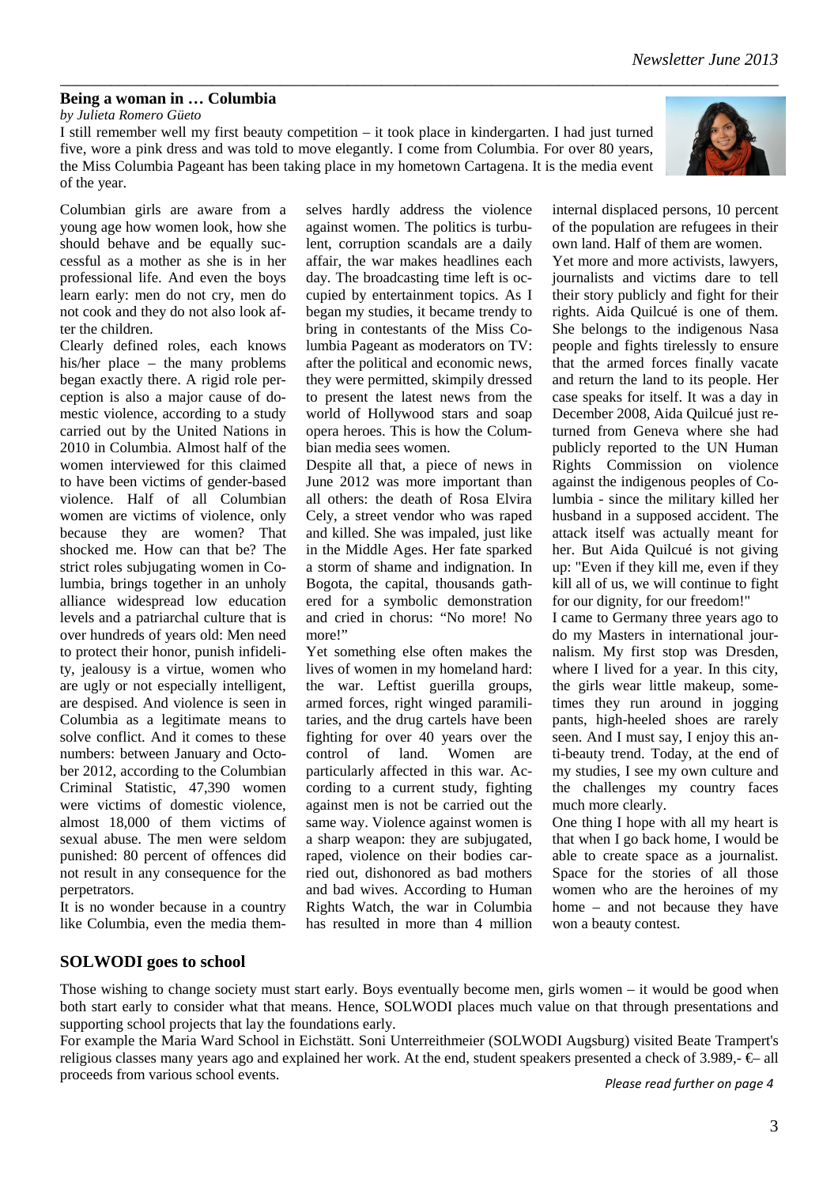## Being a woman in … Columbia

*by Julieta Romero Güeto*

I still remember well my first beauty competition – it took place in kindergarten. I had just turned five, wore a pink dress and was told to move elegantly. I come from Columbia. For over 80 years, the Miss Columbia Pageant has been taking place in my hometown Cartagena. It is the media event of the year.

Columbian girls are aware from a young age how women look, how she should behave and be equally successful as a mother as she is in her professional life. And even the boys learn early: men do not cry, men do not cook and they do not also look after the children.

Clearly defined roles, each knows his/her place – the many problems began exactly there. A rigid role perception is also a major cause of domestic violence, according to a study carried out by the United Nations in 2010 in Columbia. Almost half of the women interviewed for this claimed to have been victims of gender-based violence. Half of all Columbian women are victims of violence, only because they are women? That shocked me. How can that be? The strict roles subjugating women in Columbia, brings together in an unholy alliance widespread low education levels and a patriarchal culture that is over hundreds of years old: Men need to protect their honor, punish infidelity, jealousy is a virtue, women who are ugly or not especially intelligent, are despised. And violence is seen in Columbia as a legitimate means to solve conflict. And it comes to these numbers: between January and October 2012, according to the Columbian Criminal Statistic, 47,390 women were victims of domestic violence, almost 18,000 of them victims of sexual abuse. The men were seldom punished: 80 percent of offences did not result in any consequence for the perpetrators.

It is no wonder because in a country like Columbia, even the media themselves hardly address the violence against women. The politics is turbulent, corruption scandals are a daily affair, the war makes headlines each day. The broadcasting time left is occupied by entertainment topics. As I began my studies, it became trendy to bring in contestants of the Miss Columbia Pageant as moderators on TV: after the political and economic news, they were permitted, skimpily dressed to present the latest news from the world of Hollywood stars and soap opera heroes. This is how the Columbian media sees women.

Despite all that, a piece of news in June 2012 was more important than all others: the death of Rosa Elvira Cely, a street vendor who was raped and killed. She was impaled, just like in the Middle Ages. Her fate sparked a storm of shame and indignation. In Bogota, the capital, thousands gathered for a symbolic demonstration and cried in chorus: “No more! No more!”

Yet something else often makes the lives of women in my homeland hard: the war. Leftist guerilla groups, armed forces, right winged paramilitaries, and the drug cartels have been fighting for over 40 years over the control of land. Women are particularly affected in this war. According to a current study, fighting against men is not be carried out the same way. Violence against women is a sharp weapon: they are subjugated, raped, violence on their bodies carried out, dishonored as bad mothers and bad wives. According to Human Rights Watch, the war in Columbia has resulted in more than 4 million internal displaced persons, 10 percent of the population are refugees in their own land. Half of them are women.

Yet more and more activists, lawyers, journalists and victims dare to tell their story publicly and fight for their rights. Aida Quilcué is one of them. She belongs to the indigenous Nasa people and fights tirelessly to ensure that the armed forces finally vacate and return the land to its people. Her case speaks for itself. It was a day in December 2008, Aida Quilcué just returned from Geneva where she had publicly reported to the UN Human Rights Commission on violence against the indigenous peoples of Columbia - since the military killed her husband in a supposed accident. The attack itself was actually meant for her. But Aida Quilcué is not giving up: "Even if they kill me, even if they kill all of us, we will continue to fight for our dignity, for our freedom!"

I came to Germany three years ago to do my Masters in international journalism. My first stop was Dresden, where I lived for a year. In this city, the girls wear little makeup, sometimes they run around in jogging pants, high-heeled shoes are rarely seen. And I must say, I enjoy this anti-beauty trend. Today, at the end of my studies, I see my own culture and the challenges my country faces much more clearly.

One thing I hope with all my heart is that when I go back home, I would be able to create space as a journalist. Space for the stories of all those women who are the heroines of my home – and not because they have won a beauty contest.

## SOLWODI goes to school

Those wishing to change society must start early. Boys eventually become men, girls women – it would be good when both start early to consider what that means. Hence, SOLWODI places much value on that through presentations and supporting school projects that lay the foundations early.

For example the Maria Ward School in Eichstätt. Soni Unterreithmeier (SOLWODI Augsburg) visited Beate Trampert's religious classes many years ago and explained her work. At the end, student speakers presented a check of 3.989,- €– all proceeds from various school events.

*Please read further on page 4*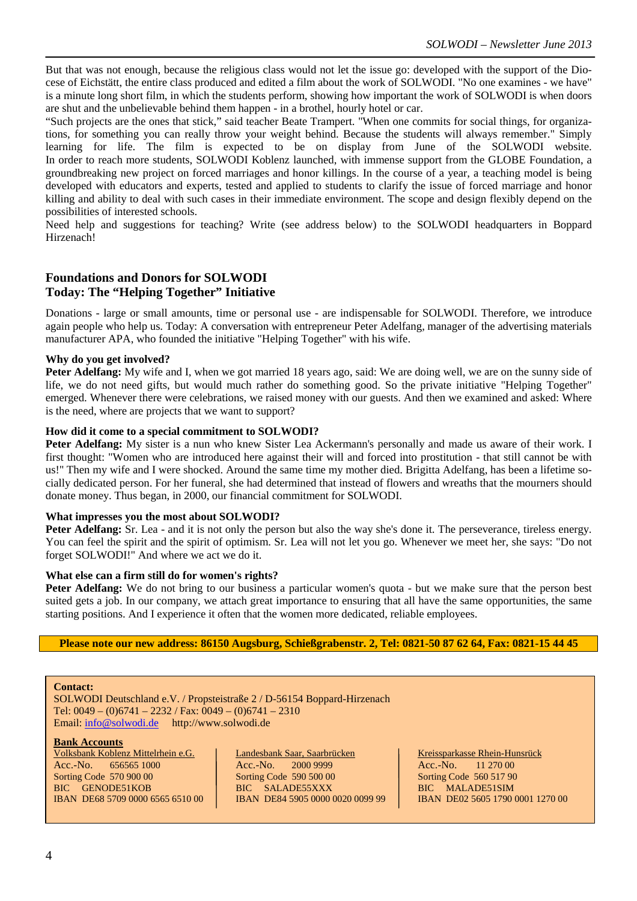But that was not enough, because the religious class would not let the issue go: developed with the support of the Diocese of Eichstätt, the entire class produced and edited a film about the work of SOLWODI. "No one examines - we have" is a minute long short film, in which the students perform, showing how important the work of SOLWODI is when doors are shut and the unbelievable behind them happen - in a brothel, hourly hotel or car.

"Such projects are the ones that stick," said teacher Beate Trampert. "When one commits for social things, for organizations, for something you can really throw your weight behind. Because the students will always remember." Simply learning for life. The film is expected to be on display from June of the SOLWODI website.

In order to reach more students, SOLWODI Koblenz launched, with immense support from the GLOBE Foundation, a groundbreaking new project on forced marriages and honor killings. In the course of a year, a teaching model is being developed with educators and experts, tested and applied to students to clarify the issue of forced marriage and honor killing and ability to deal with such cases in their immediate environment. The scope and design flexibly depend on the possibilities of interested schools.

Need help and suggestions for teaching? Write (see address below) to the SOLWODI headquarters in Boppard Hirzenach!

## Foundations and Donors for SOLWODI
## Today: The "Helping Together" Initiative

Donations - large or small amounts, time or personal use - are indispensable for SOLWODI. Therefore, we introduce again people who help us. Today: A conversation with entrepreneur Peter Adelfang, manager of the advertising materials manufacturer APA, who founded the initiative "Helping Together" with his wife.

**Why do you get involved?**

**Peter Adelfang:** My wife and I, when we got married 18 years ago, said: We are doing well, we are on the sunny side of life, we do not need gifts, but would much rather do something good. So the private initiative "Helping Together" emerged. Whenever there were celebrations, we raised money with our guests. And then we examined and asked: Where is the need, where are projects that we want to support?

**How did it come to a special commitment to SOLWODI?**

**Peter Adelfang:** My sister is a nun who knew Sister Lea Ackermann's personally and made us aware of their work. I first thought: "Women who are introduced here against their will and forced into prostitution - that still cannot be with us!" Then my wife and I were shocked. Around the same time my mother died. Brigitta Adelfang, has been a lifetime socially dedicated person. For her funeral, she had determined that instead of flowers and wreaths that the mourners should donate money. Thus began, in 2000, our financial commitment for SOLWODI.

**What impresses you the most about SOLWODI?**

**Peter Adelfang:** Sr. Lea - and it is not only the person but also the way she's done it. The perseverance, tireless energy. You can feel the spirit and the spirit of optimism. Sr. Lea will not let you go. Whenever we meet her, she says: "Do not forget SOLWODI!" And where we act we do it.

**What else can a firm still do for women's rights?**

**Peter Adelfang:** We do not bring to our business a particular women's quota - but we make sure that the person best suited gets a job. In our company, we attach great importance to ensuring that all have the same opportunities, the same starting positions. And I experience it often that the women more dedicated, reliable employees.

**Please note our new address: 86150 Augsburg, Schießgrabenstr. 2, Tel: 0821-50 87 62 64, Fax: 0821-15 44 45**

**Contact:**
SOLWODI Deutschland e.V. / Propsteistraße 2 / D-56154 Boppard-Hirzenach
Tel: 0049 – (0)6741 – 2232 / Fax: 0049 – (0)6741 – 2310
Email: info@solwodi.de  http://www.solwodi.de

**Bank Accounts**

Volksbank Koblenz Mittelrhein e.G.
Acc.-No. 656565 1000
Sorting Code 570 900 00
BIC GENODE51KOB
IBAN DE68 5709 0000 6565 6510 00

Landesbank Saar, Saarbrücken
Acc.-No. 2000 9999
Sorting Code 590 500 00
BIC SALADE55XXX
IBAN DE84 5905 0000 0020 0099 99

Kreissparkasse Rhein-Hunsrück
Acc.-No. 11 270 00
Sorting Code 560 517 90
BIC MALADE51SIM
IBAN DE02 5605 1790 0001 1270 00